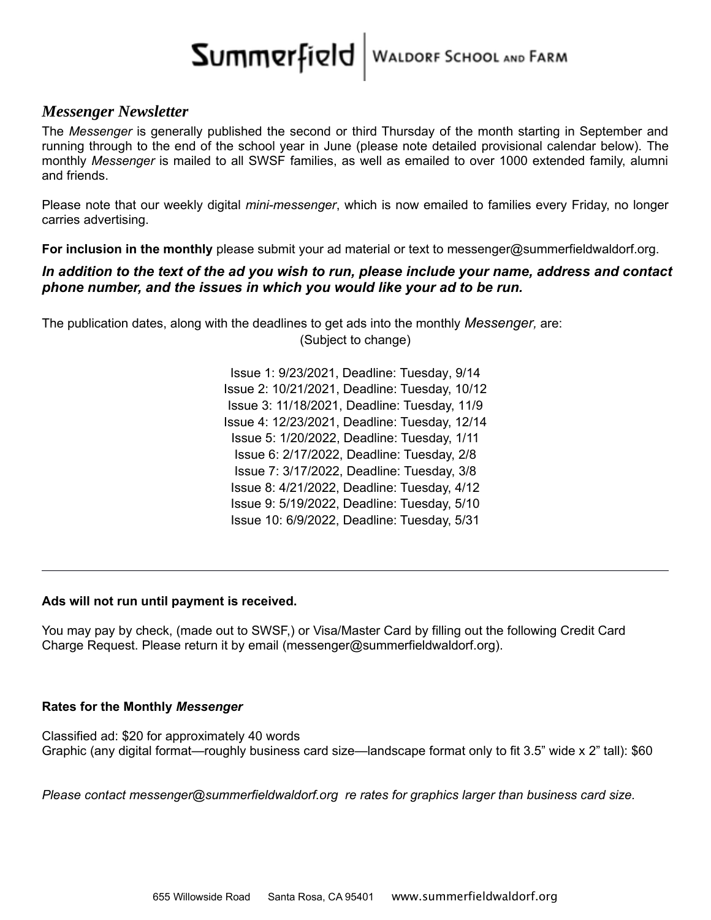# Summerfield | Waldorf School and Farm

## *Messenger Newsletter*

The *Messenger* is generally published the second or third Thursday of the month starting in September and running through to the end of the school year in June (please note detailed provisional calendar below). The monthly *Messenger* is mailed to all SWSF families, as well as emailed to over 1000 extended family, alumni and friends.

Please note that our weekly digital *mini-messenger*, which is now emailed to families every Friday, no longer carries advertising.

**For inclusion in the monthly** please submit your ad material or text to messenger@summerfieldwaldorf.org.

***In addition to the text of the ad you wish to run, please include your name, address and contact phone number, and the issues in which you would like your ad to be run.***

The publication dates, along with the deadlines to get ads into the monthly *Messenger,* are:
(Subject to change)

Issue 1: 9/23/2021, Deadline: Tuesday, 9/14
Issue 2: 10/21/2021, Deadline: Tuesday, 10/12
Issue 3: 11/18/2021, Deadline: Tuesday, 11/9
Issue 4: 12/23/2021, Deadline: Tuesday, 12/14
Issue 5: 1/20/2022, Deadline: Tuesday, 1/11
Issue 6: 2/17/2022, Deadline: Tuesday, 2/8
Issue 7: 3/17/2022, Deadline: Tuesday, 3/8
Issue 8: 4/21/2022, Deadline: Tuesday, 4/12
Issue 9: 5/19/2022, Deadline: Tuesday, 5/10
Issue 10: 6/9/2022, Deadline: Tuesday, 5/31

---

**Ads will not run until payment is received.**

You may pay by check, (made out to SWSF,) or Visa/Master Card by filling out the following Credit Card Charge Request. Please return it by email (messenger@summerfieldwaldorf.org).

**Rates for the Monthly *Messenger***

Classified ad: $20 for approximately 40 words
Graphic (any digital format—roughly business card size—landscape format only to fit 3.5" wide x 2" tall): $60

*Please contact messenger@summerfieldwaldorf.org re rates for graphics larger than business card size.*

655 Willowside Road Santa Rosa, CA 95401 www.summerfieldwaldorf.org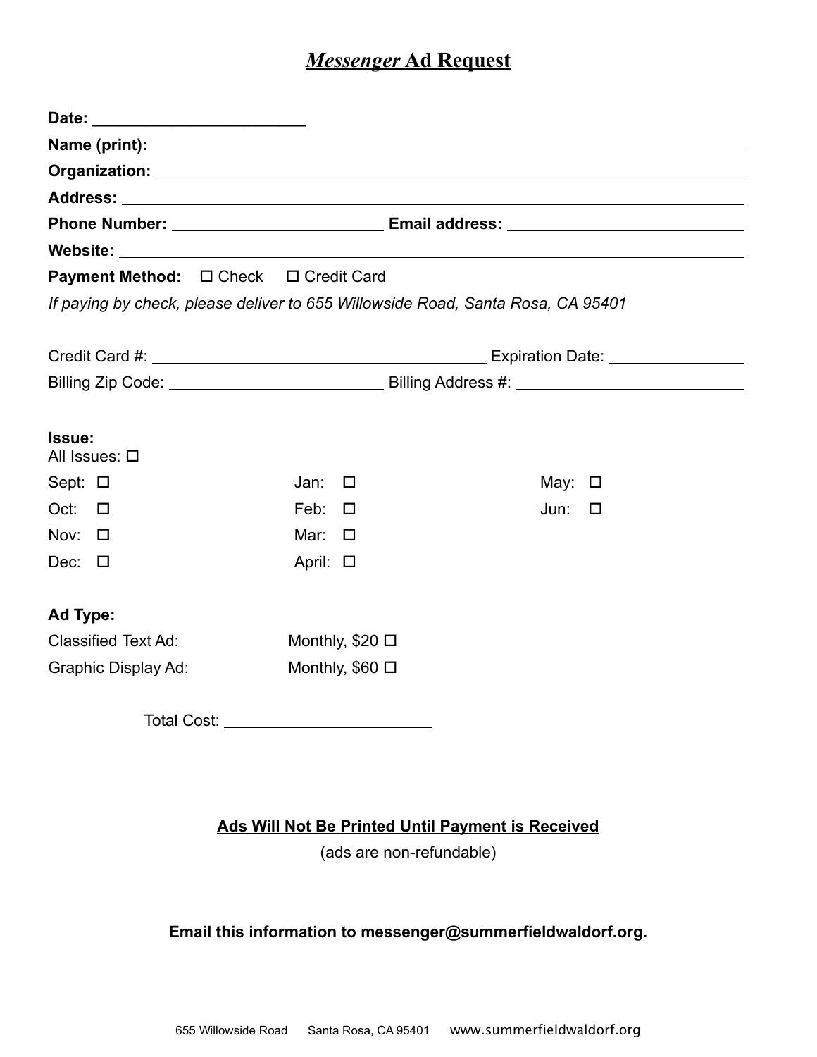# *Messenger* Ad Request

**Date:** ________________________

**Name (print):** ________________________

**Organization:** ________________________

**Address:** ________________________

**Phone Number:** ________________________ **Email address:** ________________________

**Website:** ________________________

**Payment Method:** ☐ Check ☐ Credit Card

*If paying by check, please deliver to 655 Willowside Road, Santa Rosa, CA 95401*

Credit Card #: ________________________ Expiration Date: ________________

Billing Zip Code: ________________________ Billing Address #: ________________________

**Issue:**

All Issues: ☐

| | | |
|---|---|---|
| Sept: ☐ | Jan: ☐ | May: ☐ |
| Oct: ☐ | Feb: ☐ | Jun: ☐ |
| Nov: ☐ | Mar: ☐ | |
| Dec: ☐ | April: ☐ | |

**Ad Type:**

| | |
|---|---|
| Classified Text Ad: | Monthly, $20 ☐ |
| Graphic Display Ad: | Monthly, $60 ☐ |

Total Cost: ________________________

**Ads Will Not Be Printed Until Payment is Received**

(ads are non-refundable)

**Email this information to messenger@summerfieldwaldorf.org.**